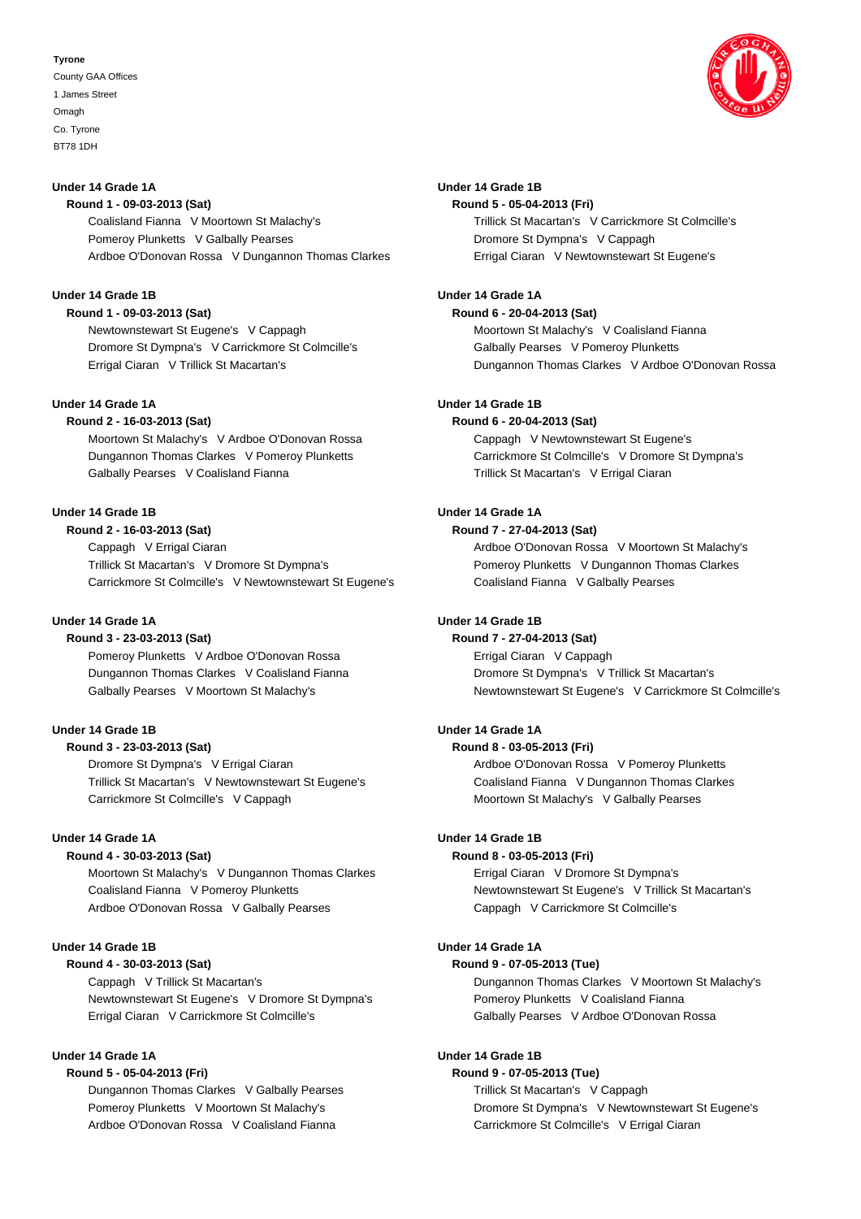**Tyrone**
County GAA Offices
1 James Street
Omagh
Co. Tyrone
BT78 1DH

### Under 14 Grade 1A

**Round 1 - 09-03-2013 (Sat)**

- Coalisland Fianna V Moortown St Malachy's
- Pomeroy Plunketts V Galbally Pearses
- Ardboe O'Donovan Rossa V Dungannon Thomas Clarkes

### Under 14 Grade 1B

**Round 1 - 09-03-2013 (Sat)**

- Newtownstewart St Eugene's V Cappagh
- Dromore St Dympna's V Carrickmore St Colmcille's
- Errigal Ciaran V Trillick St Macartan's

### Under 14 Grade 1A

**Round 2 - 16-03-2013 (Sat)**

- Moortown St Malachy's V Ardboe O'Donovan Rossa
- Dungannon Thomas Clarkes V Pomeroy Plunketts
- Galbally Pearses V Coalisland Fianna

### Under 14 Grade 1B

**Round 2 - 16-03-2013 (Sat)**

- Cappagh V Errigal Ciaran
- Trillick St Macartan's V Dromore St Dympna's
- Carrickmore St Colmcille's V Newtownstewart St Eugene's

### Under 14 Grade 1A

**Round 3 - 23-03-2013 (Sat)**

- Pomeroy Plunketts V Ardboe O'Donovan Rossa
- Dungannon Thomas Clarkes V Coalisland Fianna
- Galbally Pearses V Moortown St Malachy's

### Under 14 Grade 1B

**Round 3 - 23-03-2013 (Sat)**

- Dromore St Dympna's V Errigal Ciaran
- Trillick St Macartan's V Newtownstewart St Eugene's
- Carrickmore St Colmcille's V Cappagh

### Under 14 Grade 1A

**Round 4 - 30-03-2013 (Sat)**

- Moortown St Malachy's V Dungannon Thomas Clarkes
- Coalisland Fianna V Pomeroy Plunketts
- Ardboe O'Donovan Rossa V Galbally Pearses

### Under 14 Grade 1B

**Round 4 - 30-03-2013 (Sat)**

- Cappagh V Trillick St Macartan's
- Newtownstewart St Eugene's V Dromore St Dympna's
- Errigal Ciaran V Carrickmore St Colmcille's

### Under 14 Grade 1A

**Round 5 - 05-04-2013 (Fri)**

- Dungannon Thomas Clarkes V Galbally Pearses
- Pomeroy Plunketts V Moortown St Malachy's
- Ardboe O'Donovan Rossa V Coalisland Fianna

### Under 14 Grade 1B

**Round 5 - 05-04-2013 (Fri)**

- Trillick St Macartan's V Carrickmore St Colmcille's
- Dromore St Dympna's V Cappagh
- Errigal Ciaran V Newtownstewart St Eugene's

### Under 14 Grade 1A

**Round 6 - 20-04-2013 (Sat)**

- Moortown St Malachy's V Coalisland Fianna
- Galbally Pearses V Pomeroy Plunketts
- Dungannon Thomas Clarkes V Ardboe O'Donovan Rossa

### Under 14 Grade 1B

**Round 6 - 20-04-2013 (Sat)**

- Cappagh V Newtownstewart St Eugene's
- Carrickmore St Colmcille's V Dromore St Dympna's
- Trillick St Macartan's V Errigal Ciaran

### Under 14 Grade 1A

**Round 7 - 27-04-2013 (Sat)**

- Ardboe O'Donovan Rossa V Moortown St Malachy's
- Pomeroy Plunketts V Dungannon Thomas Clarkes
- Coalisland Fianna V Galbally Pearses

### Under 14 Grade 1B

**Round 7 - 27-04-2013 (Sat)**

- Errigal Ciaran V Cappagh
- Dromore St Dympna's V Trillick St Macartan's
- Newtownstewart St Eugene's V Carrickmore St Colmcille's

### Under 14 Grade 1A

**Round 8 - 03-05-2013 (Fri)**

- Ardboe O'Donovan Rossa V Pomeroy Plunketts
- Coalisland Fianna V Dungannon Thomas Clarkes
- Moortown St Malachy's V Galbally Pearses

### Under 14 Grade 1B

**Round 8 - 03-05-2013 (Fri)**

- Errigal Ciaran V Dromore St Dympna's
- Newtownstewart St Eugene's V Trillick St Macartan's
- Cappagh V Carrickmore St Colmcille's

### Under 14 Grade 1A

**Round 9 - 07-05-2013 (Tue)**

- Dungannon Thomas Clarkes V Moortown St Malachy's
- Pomeroy Plunketts V Coalisland Fianna
- Galbally Pearses V Ardboe O'Donovan Rossa

### Under 14 Grade 1B

**Round 9 - 07-05-2013 (Tue)**

- Trillick St Macartan's V Cappagh
- Dromore St Dympna's V Newtownstewart St Eugene's
- Carrickmore St Colmcille's V Errigal Ciaran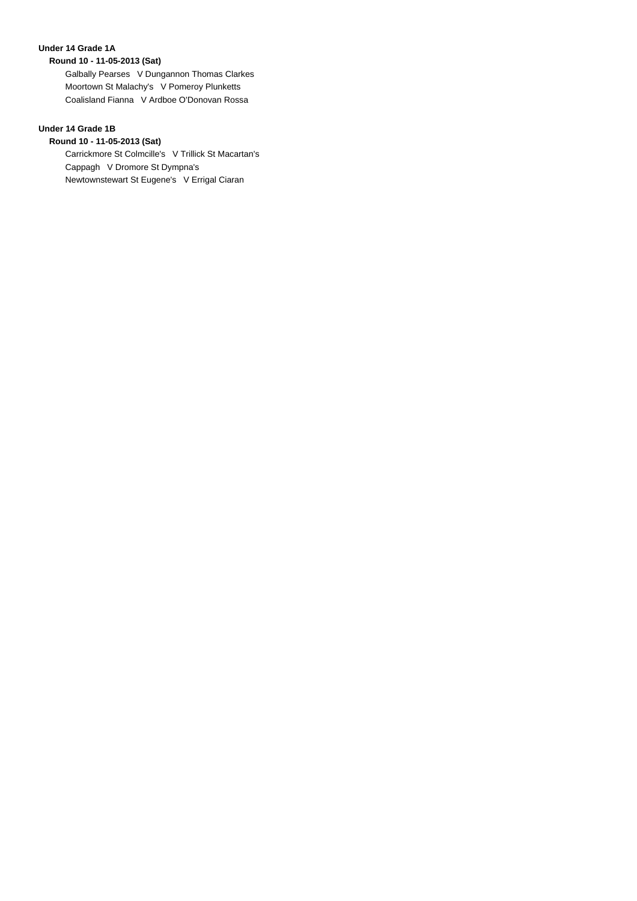**Under 14 Grade 1A**

**Round 10 - 11-05-2013 (Sat)**

Galbally Pearses V Dungannon Thomas Clarkes

Moortown St Malachy's V Pomeroy Plunketts

Coalisland Fianna V Ardboe O'Donovan Rossa

**Under 14 Grade 1B**

**Round 10 - 11-05-2013 (Sat)**

Carrickmore St Colmcille's V Trillick St Macartan's

Cappagh V Dromore St Dympna's

Newtownstewart St Eugene's V Errigal Ciaran